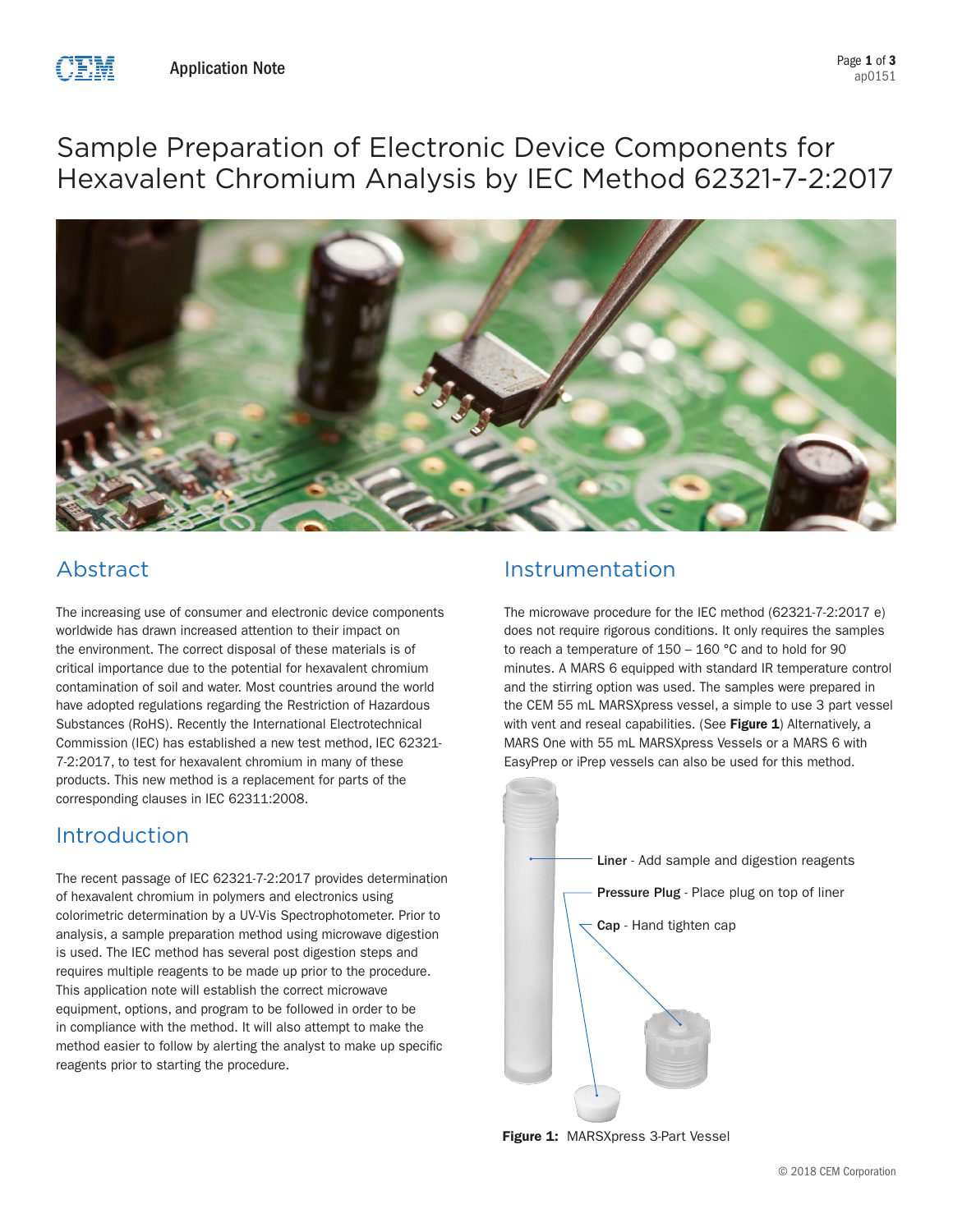# Sample Preparation of Electronic Device Components for Hexavalent Chromium Analysis by IEC Method 62321-7-2:2017

## Abstract

The increasing use of consumer and electronic device components worldwide has drawn increased attention to their impact on the environment. The correct disposal of these materials is of critical importance due to the potential for hexavalent chromium contamination of soil and water. Most countries around the world have adopted regulations regarding the Restriction of Hazardous Substances (RoHS). Recently the International Electrotechnical Commission (IEC) has established a new test method, IEC 62321-7-2:2017, to test for hexavalent chromium in many of these products. This new method is a replacement for parts of the corresponding clauses in IEC 62311:2008.

## Introduction

The recent passage of IEC 62321-7-2:2017 provides determination of hexavalent chromium in polymers and electronics using colorimetric determination by a UV-Vis Spectrophotometer. Prior to analysis, a sample preparation method using microwave digestion is used. The IEC method has several post digestion steps and requires multiple reagents to be made up prior to the procedure. This application note will establish the correct microwave equipment, options, and program to be followed in order to be in compliance with the method. It will also attempt to make the method easier to follow by alerting the analyst to make up specific reagents prior to starting the procedure.

## Instrumentation

The microwave procedure for the IEC method (62321-7-2:2017 e) does not require rigorous conditions. It only requires the samples to reach a temperature of 150 – 160 °C and to hold for 90 minutes. A MARS 6 equipped with standard IR temperature control and the stirring option was used. The samples were prepared in the CEM 55 mL MARSXpress vessel, a simple to use 3 part vessel with vent and reseal capabilities. (See **Figure 1**) Alternatively, a MARS One with 55 mL MARSXpress Vessels or a MARS 6 with EasyPrep or iPrep vessels can also be used for this method.

**Liner** - Add sample and digestion reagents

**Pressure Plug** - Place plug on top of liner

**Cap** - Hand tighten cap

**Figure 1:** MARSXpress 3-Part Vessel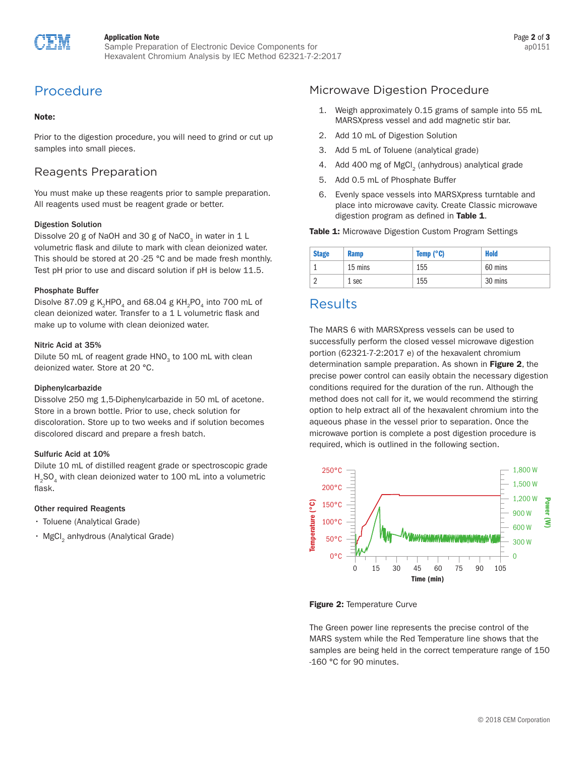# Procedure

**Note:**

Prior to the digestion procedure, you will need to grind or cut up samples into small pieces.

## Reagents Preparation

You must make up these reagents prior to sample preparation. All reagents used must be reagent grade or better.

### Digestion Solution

Dissolve 20 g of NaOH and 30 g of $NaCO_3$ in water in 1 L volumetric flask and dilute to mark with clean deionized water. This should be stored at 20 -25 °C and be made fresh monthly. Test pH prior to use and discard solution if pH is below 11.5.

### Phosphate Buffer

Disolve 87.09 g $K_2HPO_4$ and 68.04 g $KH_2PO_4$ into 700 mL of clean deionized water. Transfer to a 1 L volumetric flask and make up to volume with clean deionized water.

### Nitric Acid at 35%

Dilute 50 mL of reagent grade $HNO_3$ to 100 mL with clean deionized water. Store at 20 °C.

### Diphenylcarbazide

Dissolve 250 mg 1,5-Diphenylcarbazide in 50 mL of acetone. Store in a brown bottle. Prior to use, check solution for discoloration. Store up to two weeks and if solution becomes discolored discard and prepare a fresh batch.

### Sulfuric Acid at 10%

Dilute 10 mL of distilled reagent grade or spectroscopic grade $H_2SO_4$ with clean deionized water to 100 mL into a volumetric flask.

### Other required Reagents

- Toluene (Analytical Grade)
- $MgCl_2$ anhydrous (Analytical Grade)

## Microwave Digestion Procedure

1. Weigh approximately 0.15 grams of sample into 55 mL MARSXpress vessel and add magnetic stir bar.
2. Add 10 mL of Digestion Solution
3. Add 5 mL of Toluene (analytical grade)
4. Add 400 mg of $MgCl_2$ (anhydrous) analytical grade
5. Add 0.5 mL of Phosphate Buffer
6. Evenly space vessels into MARSXpress turntable and place into microwave cavity. Create Classic microwave digestion program as defined in **Table 1**.

**Table 1:** Microwave Digestion Custom Program Settings

| Stage | Ramp | Temp (°C) | Hold |
|---|---|---|---|
| 1 | 15 mins | 155 | 60 mins |
| 2 | 1 sec | 155 | 30 mins |

# Results

The MARS 6 with MARSXpress vessels can be used to successfully perform the closed vessel microwave digestion portion (62321-7-2:2017 e) of the hexavalent chromium determination sample preparation. As shown in **Figure 2**, the precise power control can easily obtain the necessary digestion conditions required for the duration of the run. Although the method does not call for it, we would recommend the stirring option to help extract all of the hexavalent chromium into the aqueous phase in the vessel prior to separation. Once the microwave portion is complete a post digestion procedure is required, which is outlined in the following section.

**Figure 2:** Temperature Curve

The Green power line represents the precise control of the MARS system while the Red Temperature line shows that the samples are being held in the correct temperature range of 150 -160 °C for 90 minutes.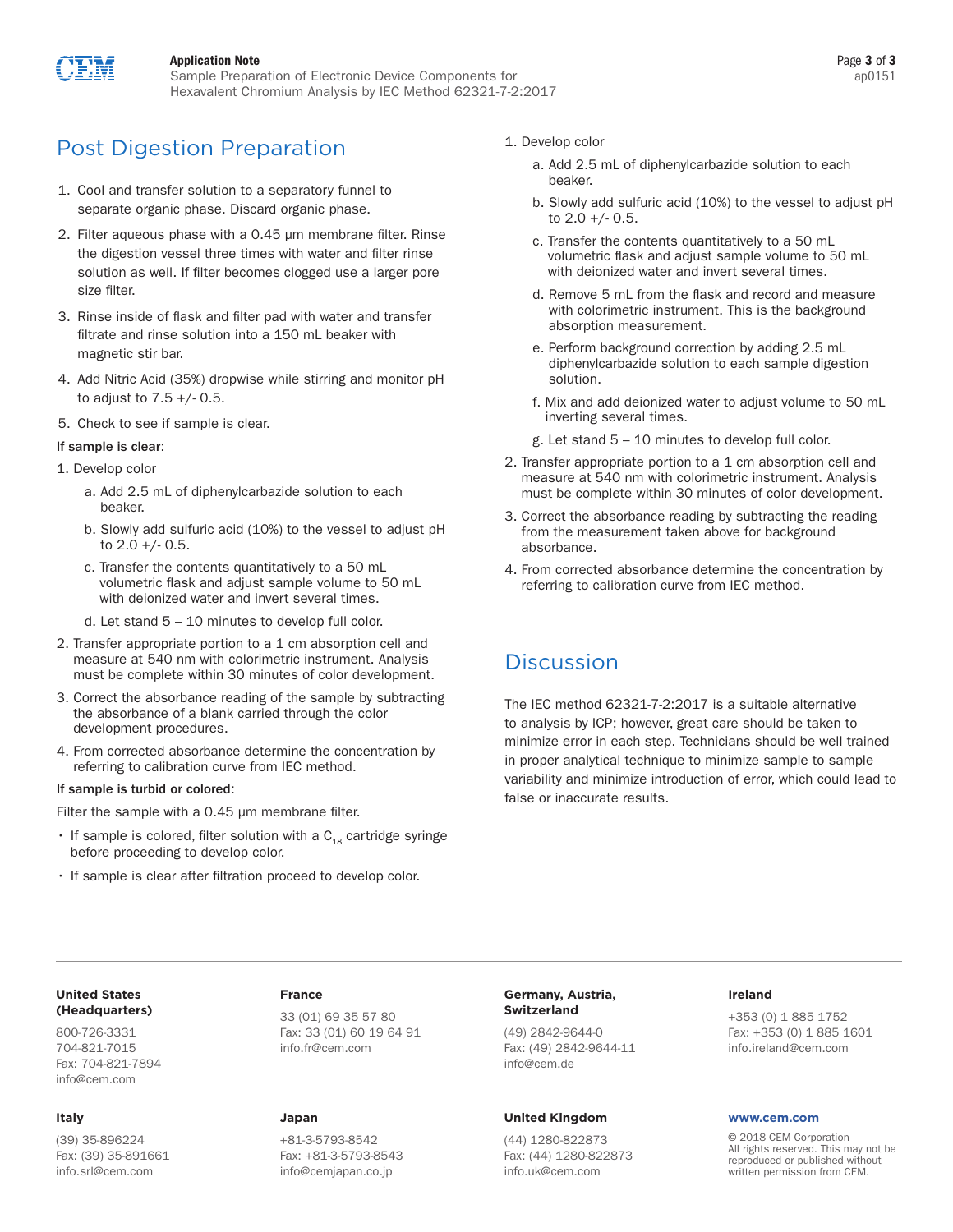## Post Digestion Preparation

1. Cool and transfer solution to a separatory funnel to separate organic phase. Discard organic phase.
2. Filter aqueous phase with a 0.45 μm membrane filter. Rinse the digestion vessel three times with water and filter rinse solution as well. If filter becomes clogged use a larger pore size filter.
3. Rinse inside of flask and filter pad with water and transfer filtrate and rinse solution into a 150 mL beaker with magnetic stir bar.
4. Add Nitric Acid (35%) dropwise while stirring and monitor pH to adjust to 7.5 +/- 0.5.
5. Check to see if sample is clear.

**If sample is clear**:

1. Develop color
   a. Add 2.5 mL of diphenylcarbazide solution to each beaker.
   b. Slowly add sulfuric acid (10%) to the vessel to adjust pH to 2.0 +/- 0.5.
   c. Transfer the contents quantitatively to a 50 mL volumetric flask and adjust sample volume to 50 mL with deionized water and invert several times.
   d. Let stand 5 – 10 minutes to develop full color.
2. Transfer appropriate portion to a 1 cm absorption cell and measure at 540 nm with colorimetric instrument. Analysis must be complete within 30 minutes of color development.
3. Correct the absorbance reading of the sample by subtracting the absorbance of a blank carried through the color development procedures.
4. From corrected absorbance determine the concentration by referring to calibration curve from IEC method.

**If sample is turbid or colored**:

Filter the sample with a 0.45 μm membrane filter.

- If sample is colored, filter solution with a $C_{18}$ cartridge syringe before proceeding to develop color.
- If sample is clear after filtration proceed to develop color.

1. Develop color
   a. Add 2.5 mL of diphenylcarbazide solution to each beaker.
   b. Slowly add sulfuric acid (10%) to the vessel to adjust pH to 2.0 +/- 0.5.
   c. Transfer the contents quantitatively to a 50 mL volumetric flask and adjust sample volume to 50 mL with deionized water and invert several times.
   d. Remove 5 mL from the flask and record and measure with colorimetric instrument. This is the background absorption measurement.
   e. Perform background correction by adding 2.5 mL diphenylcarbazide solution to each sample digestion solution.
   f. Mix and add deionized water to adjust volume to 50 mL inverting several times.
   g. Let stand 5 – 10 minutes to develop full color.
2. Transfer appropriate portion to a 1 cm absorption cell and measure at 540 nm with colorimetric instrument. Analysis must be complete within 30 minutes of color development.
3. Correct the absorbance reading by subtracting the reading from the measurement taken above for background absorbance.
4. From corrected absorbance determine the concentration by referring to calibration curve from IEC method.

## Discussion

The IEC method 62321-7-2:2017 is a suitable alternative to analysis by ICP; however, great care should be taken to minimize error in each step. Technicians should be well trained in proper analytical technique to minimize sample to sample variability and minimize introduction of error, which could lead to false or inaccurate results.

**United States (Headquarters)**
800-726-3331
704-821-7015
Fax: 704-821-7894
info@cem.com

**France**
33 (01) 69 35 57 80
Fax: 33 (01) 60 19 64 91
info.fr@cem.com

**Germany, Austria, Switzerland**
(49) 2842-9644-0
Fax: (49) 2842-9644-11
info@cem.de

**Ireland**
+353 (0) 1 885 1752
Fax: +353 (0) 1 885 1601
info.ireland@cem.com

**Italy**
(39) 35-896224
Fax: (39) 35-891661
info.srl@cem.com

**Japan**
+81-3-5793-8542
Fax: +81-3-5793-8543
info@cemjapan.co.jp

**United Kingdom**
(44) 1280-822873
Fax: (44) 1280-822873
info.uk@cem.com

**www.cem.com**

© 2018 CEM Corporation
All rights reserved. This may not be reproduced or published without written permission from CEM.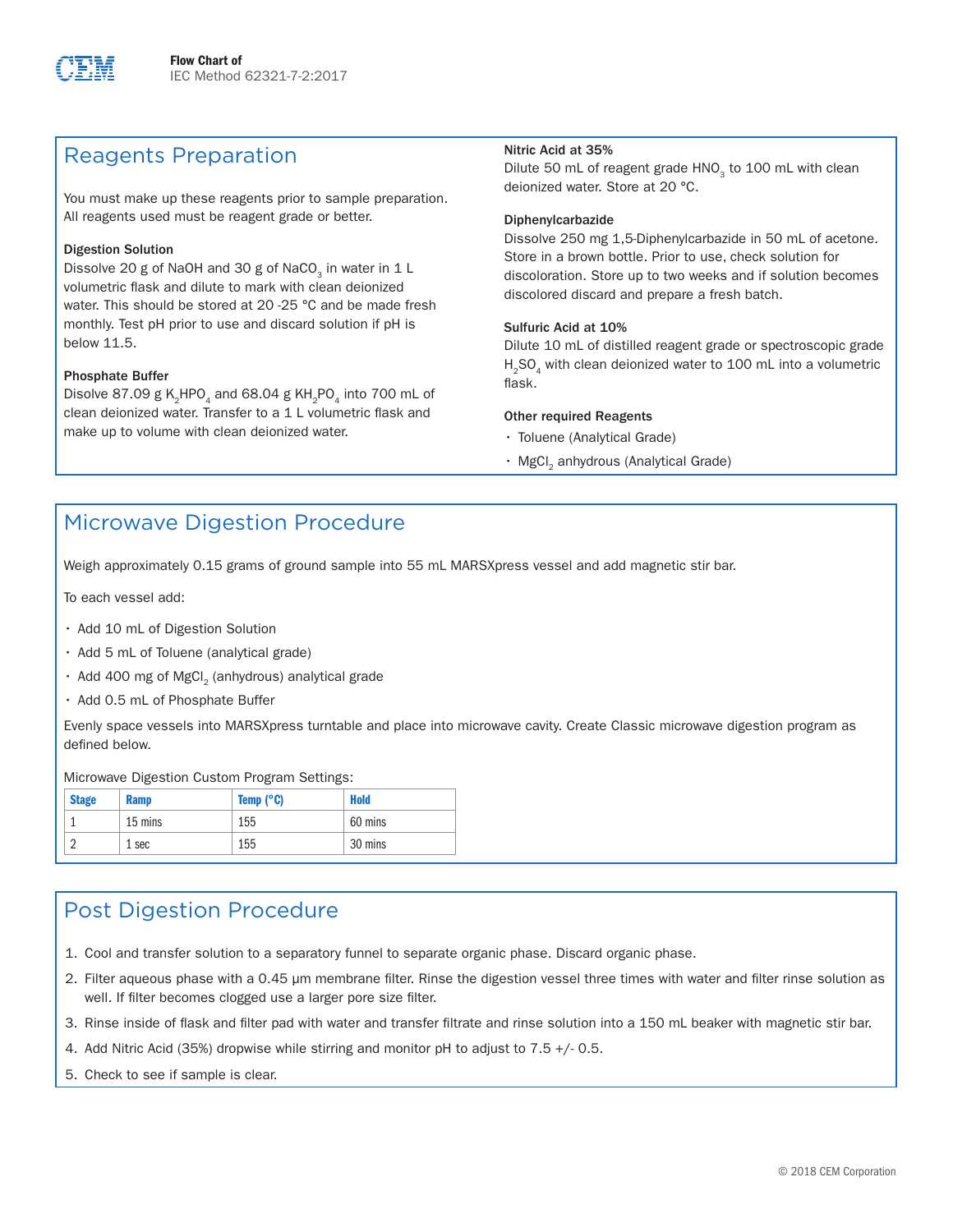**Flow Chart of**
IEC Method 62321-7-2:2017

## Reagents Preparation

You must make up these reagents prior to sample preparation. All reagents used must be reagent grade or better.

**Digestion Solution**
Dissolve 20 g of NaOH and 30 g of $NaCO_3$ in water in 1 L volumetric flask and dilute to mark with clean deionized water. This should be stored at 20 -25 °C and be made fresh monthly. Test pH prior to use and discard solution if pH is below 11.5.

**Phosphate Buffer**
Disolve 87.09 g $K_2HPO_4$ and 68.04 g $KH_2PO_4$ into 700 mL of clean deionized water. Transfer to a 1 L volumetric flask and make up to volume with clean deionized water.

**Nitric Acid at 35%**
Dilute 50 mL of reagent grade $HNO_3$ to 100 mL with clean deionized water. Store at 20 °C.

**Diphenylcarbazide**
Dissolve 250 mg 1,5-Diphenylcarbazide in 50 mL of acetone. Store in a brown bottle. Prior to use, check solution for discoloration. Store up to two weeks and if solution becomes discolored discard and prepare a fresh batch.

**Sulfuric Acid at 10%**
Dilute 10 mL of distilled reagent grade or spectroscopic grade $H_2SO_4$ with clean deionized water to 100 mL into a volumetric flask.

**Other required Reagents**

- Toluene (Analytical Grade)
- $MgCl_2$ anhydrous (Analytical Grade)

## Microwave Digestion Procedure

Weigh approximately 0.15 grams of ground sample into 55 mL MARSXpress vessel and add magnetic stir bar.

To each vessel add:

- Add 10 mL of Digestion Solution
- Add 5 mL of Toluene (analytical grade)
- Add 400 mg of $MgCl_2$ (anhydrous) analytical grade
- Add 0.5 mL of Phosphate Buffer

Evenly space vessels into MARSXpress turntable and place into microwave cavity. Create Classic microwave digestion program as defined below.

Microwave Digestion Custom Program Settings:

| Stage | Ramp | Temp (°C) | Hold |
|---|---|---|---|
| 1 | 15 mins | 155 | 60 mins |
| 2 | 1 sec | 155 | 30 mins |

## Post Digestion Procedure

1. Cool and transfer solution to a separatory funnel to separate organic phase. Discard organic phase.
2. Filter aqueous phase with a 0.45 μm membrane filter. Rinse the digestion vessel three times with water and filter rinse solution as well. If filter becomes clogged use a larger pore size filter.
3. Rinse inside of flask and filter pad with water and transfer filtrate and rinse solution into a 150 mL beaker with magnetic stir bar.
4. Add Nitric Acid (35%) dropwise while stirring and monitor pH to adjust to 7.5 +/- 0.5.
5. Check to see if sample is clear.

© 2018 CEM Corporation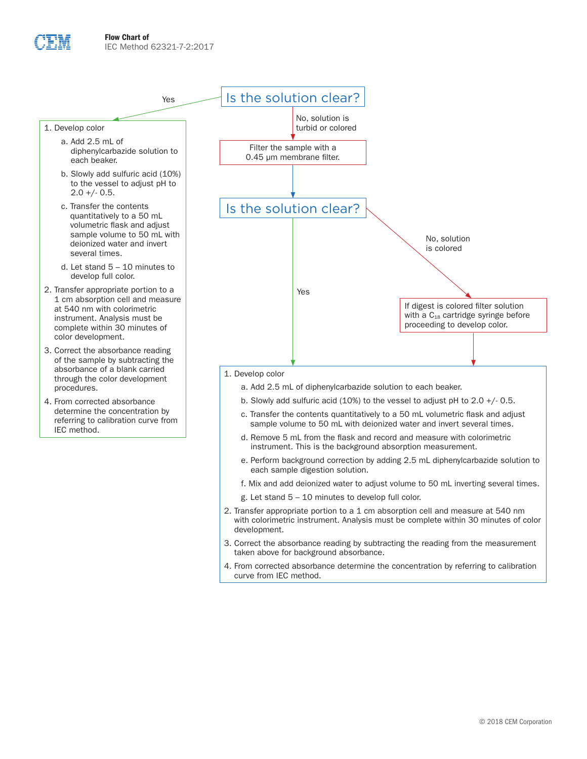**Flow Chart of**
IEC Method 62321-7-2:2017

## Is the solution clear?

**Yes:**

1. Develop color
   a. Add 2.5 mL of diphenylcarbazide solution to each beaker.
   b. Slowly add sulfuric acid (10%) to the vessel to adjust pH to 2.0 +/- 0.5.
   c. Transfer the contents quantitatively to a 50 mL volumetric flask and adjust sample volume to 50 mL with deionized water and invert several times.
   d. Let stand 5 – 10 minutes to develop full color.
2. Transfer appropriate portion to a 1 cm absorption cell and measure at 540 nm with colorimetric instrument. Analysis must be complete within 30 minutes of color development.
3. Correct the absorbance reading of the sample by subtracting the absorbance of a blank carried through the color development procedures.
4. From corrected absorbance determine the concentration by referring to calibration curve from IEC method.

**No, solution is turbid or colored:**

Filter the sample with a 0.45 µm membrane filter.

## Is the solution clear?

**No, solution is colored:**

If digest is colored filter solution with a $C_{18}$ cartridge syringe before proceeding to develop color.

**Yes** (and after $C_{18}$ cartridge filtration):

1. Develop color
   a. Add 2.5 mL of diphenylcarbazide solution to each beaker.
   b. Slowly add sulfuric acid (10%) to the vessel to adjust pH to 2.0 +/- 0.5.
   c. Transfer the contents quantitatively to a 50 mL volumetric flask and adjust sample volume to 50 mL with deionized water and invert several times.
   d. Remove 5 mL from the flask and record and measure with colorimetric instrument. This is the background absorption measurement.
   e. Perform background correction by adding 2.5 mL diphenylcarbazide solution to each sample digestion solution.
   f. Mix and add deionized water to adjust volume to 50 mL inverting several times.
   g. Let stand 5 – 10 minutes to develop full color.
2. Transfer appropriate portion to a 1 cm absorption cell and measure at 540 nm with colorimetric instrument. Analysis must be complete within 30 minutes of color development.
3. Correct the absorbance reading by subtracting the reading from the measurement taken above for background absorbance.
4. From corrected absorbance determine the concentration by referring to calibration curve from IEC method.

© 2018 CEM Corporation